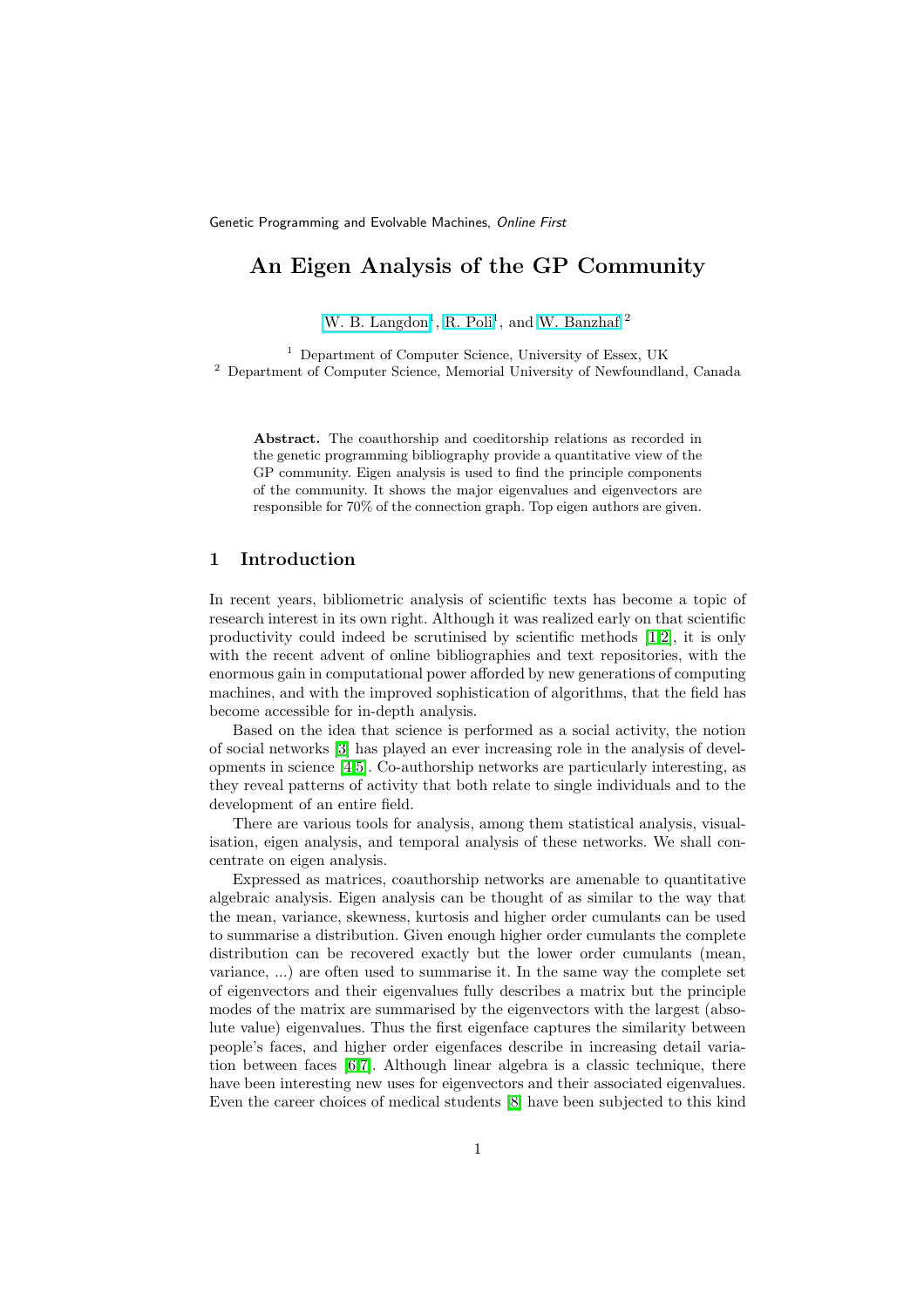Genetic Programming and Evolvable Machines, *Online First*

# An Eigen Analysis of the GP Community

W. B. Langdon[1], R. Poli[1], and W. Banzhaf[2]

[1] Department of Computer Science, University of Essex, UK
[2] Department of Computer Science, Memorial University of Newfoundland, Canada

**Abstract.** The coauthorship and coeditorship relations as recorded in the genetic programming bibliography provide a quantitative view of the GP community. Eigen analysis is used to find the principle components of the community. It shows the major eigenvalues and eigenvectors are responsible for 70% of the connection graph. Top eigen authors are given.

## 1 Introduction

In recent years, bibliometric analysis of scientific texts has become a topic of research interest in its own right. Although it was realized early on that scientific productivity could indeed be scrutinised by scientific methods [1,2], it is only with the recent advent of online bibliographies and text repositories, with the enormous gain in computational power afforded by new generations of computing machines, and with the improved sophistication of algorithms, that the field has become accessible for in-depth analysis.

Based on the idea that science is performed as a social activity, the notion of social networks [3] has played an ever increasing role in the analysis of developments in science [4,5]. Co-authorship networks are particularly interesting, as they reveal patterns of activity that both relate to single individuals and to the development of an entire field.

There are various tools for analysis, among them statistical analysis, visualisation, eigen analysis, and temporal analysis of these networks. We shall concentrate on eigen analysis.

Expressed as matrices, coauthorship networks are amenable to quantitative algebraic analysis. Eigen analysis can be thought of as similar to the way that the mean, variance, skewness, kurtosis and higher order cumulants can be used to summarise a distribution. Given enough higher order cumulants the complete distribution can be recovered exactly but the lower order cumulants (mean, variance, ...) are often used to summarise it. In the same way the complete set of eigenvectors and their eigenvalues fully describes a matrix but the principle modes of the matrix are summarised by the eigenvectors with the largest (absolute value) eigenvalues. Thus the first eigenface captures the similarity between people's faces, and higher order eigenfaces describe in increasing detail variation between faces [6,7]. Although linear algebra is a classic technique, there have been interesting new uses for eigenvectors and their associated eigenvalues. Even the career choices of medical students [8] have been subjected to this kind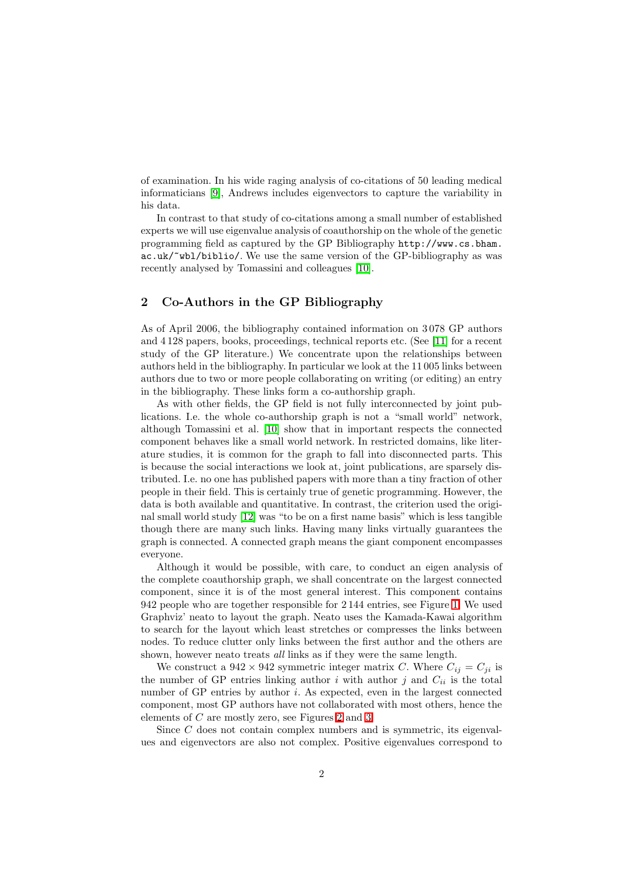of examination. In his wide raging analysis of co-citations of 50 leading medical informaticians [9], Andrews includes eigenvectors to capture the variability in his data.

In contrast to that study of co-citations among a small number of established experts we will use eigenvalue analysis of coauthorship on the whole of the genetic programming field as captured by the GP Bibliography `http://www.cs.bham.ac.uk/~wbl/biblio/`. We use the same version of the GP-bibliography as was recently analysed by Tomassini and colleagues [10].

## 2 Co-Authors in the GP Bibliography

As of April 2006, the bibliography contained information on 3 078 GP authors and 4 128 papers, books, proceedings, technical reports etc. (See [11] for a recent study of the GP literature.) We concentrate upon the relationships between authors held in the bibliography. In particular we look at the 11 005 links between authors due to two or more people collaborating on writing (or editing) an entry in the bibliography. These links form a co-authorship graph.

As with other fields, the GP field is not fully interconnected by joint publications. I.e. the whole co-authorship graph is not a "small world" network, although Tomassini et al. [10] show that in important respects the connected component behaves like a small world network. In restricted domains, like literature studies, it is common for the graph to fall into disconnected parts. This is because the social interactions we look at, joint publications, are sparsely distributed. I.e. no one has published papers with more than a tiny fraction of other people in their field. This is certainly true of genetic programming. However, the data is both available and quantitative. In contrast, the criterion used the original small world study [12] was "to be on a first name basis" which is less tangible though there are many such links. Having many links virtually guarantees the graph is connected. A connected graph means the giant component encompasses everyone.

Although it would be possible, with care, to conduct an eigen analysis of the complete coauthorship graph, we shall concentrate on the largest connected component, since it is of the most general interest. This component contains 942 people who are together responsible for 2 144 entries, see Figure 1. We used Graphviz' neato to layout the graph. Neato uses the Kamada-Kawai algorithm to search for the layout which least stretches or compresses the links between nodes. To reduce clutter only links between the first author and the others are shown, however neato treats *all* links as if they were the same length.

We construct a $942 \times 942$ symmetric integer matrix $C$. Where $C_{ij} = C_{ji}$ is the number of GP entries linking author $i$ with author $j$ and $C_{ii}$ is the total number of GP entries by author $i$. As expected, even in the largest connected component, most GP authors have not collaborated with most others, hence the elements of $C$ are mostly zero, see Figures 2 and 3.

Since $C$ does not contain complex numbers and is symmetric, its eigenvalues and eigenvectors are also not complex. Positive eigenvalues correspond to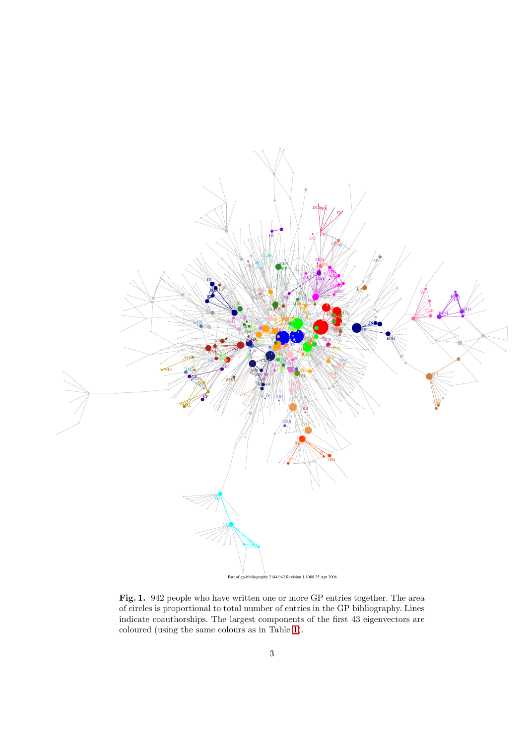Part of gp-bibliography 2144 942 Revision:1.1088 25 Apr 2006

**Fig. 1.** 942 people who have written one or more GP entries together. The area of circles is proportional to total number of entries in the GP bibliography. Lines indicate coauthorships. The largest components of the first 43 eigenvectors are coloured (using the same colours as in Table 1).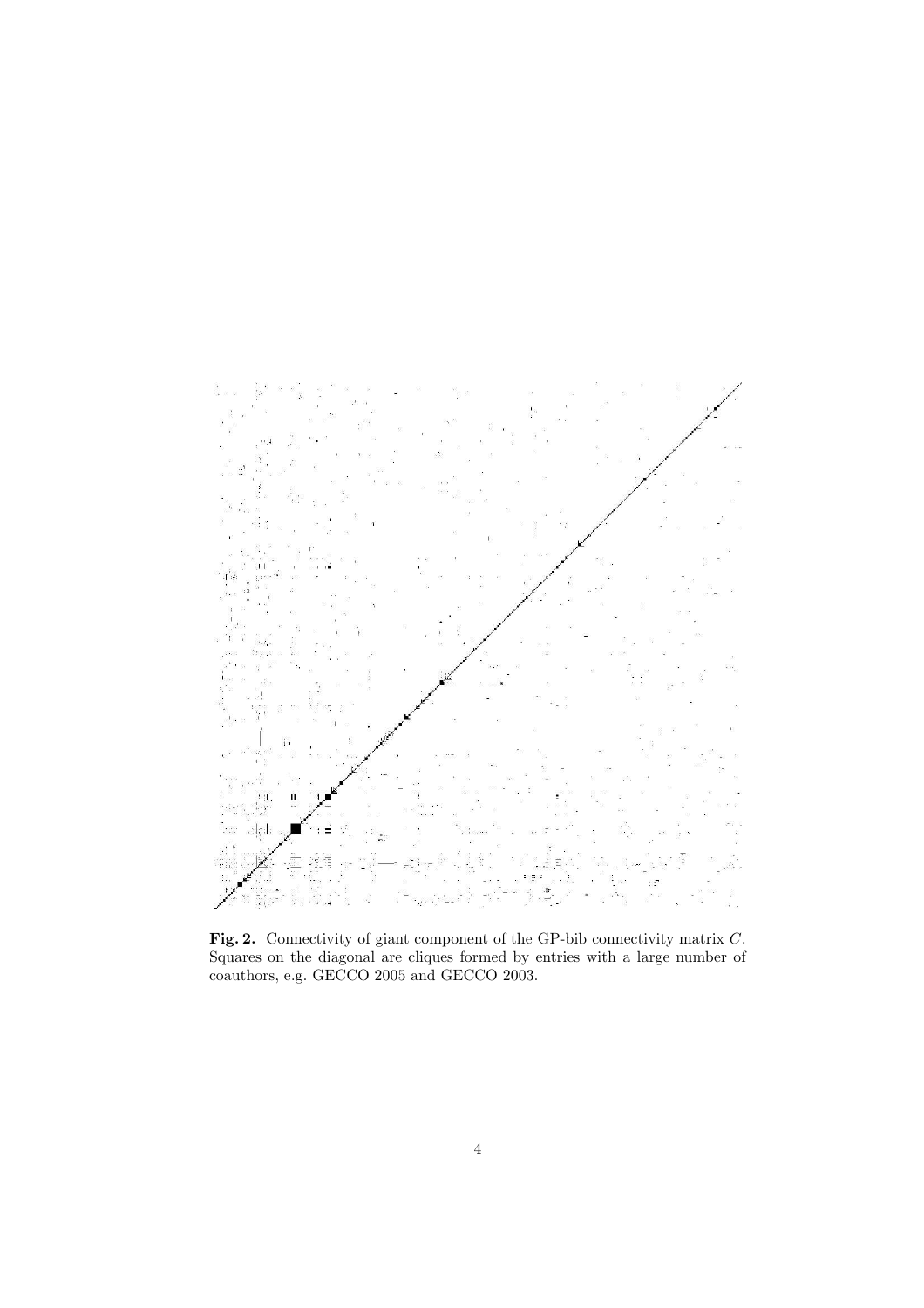**Fig. 2.** Connectivity of giant component of the GP-bib connectivity matrix $C$. Squares on the diagonal are cliques formed by entries with a large number of coauthors, e.g. GECCO 2005 and GECCO 2003.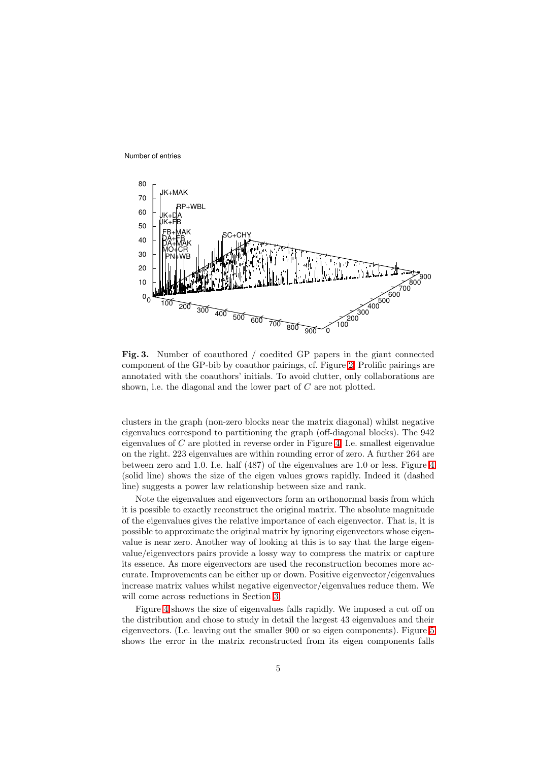**Fig. 3.** Number of coauthored / coedited GP papers in the giant connected component of the GP-bib by coauthor pairings, cf. Figure 2. Prolific pairings are annotated with the coauthors' initials. To avoid clutter, only collaborations are shown, i.e. the diagonal and the lower part of $C$ are not plotted.

clusters in the graph (non-zero blocks near the matrix diagonal) whilst negative eigenvalues correspond to partitioning the graph (off-diagonal blocks). The 942 eigenvalues of $C$ are plotted in reverse order in Figure 4. I.e. smallest eigenvalue on the right. 223 eigenvalues are within rounding error of zero. A further 264 are between zero and 1.0. I.e. half (487) of the eigenvalues are 1.0 or less. Figure 4 (solid line) shows the size of the eigen values grows rapidly. Indeed it (dashed line) suggests a power law relationship between size and rank.

Note the eigenvalues and eigenvectors form an orthonormal basis from which it is possible to exactly reconstruct the original matrix. The absolute magnitude of the eigenvalues gives the relative importance of each eigenvector. That is, it is possible to approximate the original matrix by ignoring eigenvectors whose eigenvalue is near zero. Another way of looking at this is to say that the large eigenvalue/eigenvectors pairs provide a lossy way to compress the matrix or capture its essence. As more eigenvectors are used the reconstruction becomes more accurate. Improvements can be either up or down. Positive eigenvector/eigenvalues increase matrix values whilst negative eigenvector/eigenvalues reduce them. We will come across reductions in Section 3.

Figure 4 shows the size of eigenvalues falls rapidly. We imposed a cut off on the distribution and chose to study in detail the largest 43 eigenvalues and their eigenvectors. (I.e. leaving out the smaller 900 or so eigen components). Figure 5 shows the error in the matrix reconstructed from its eigen components falls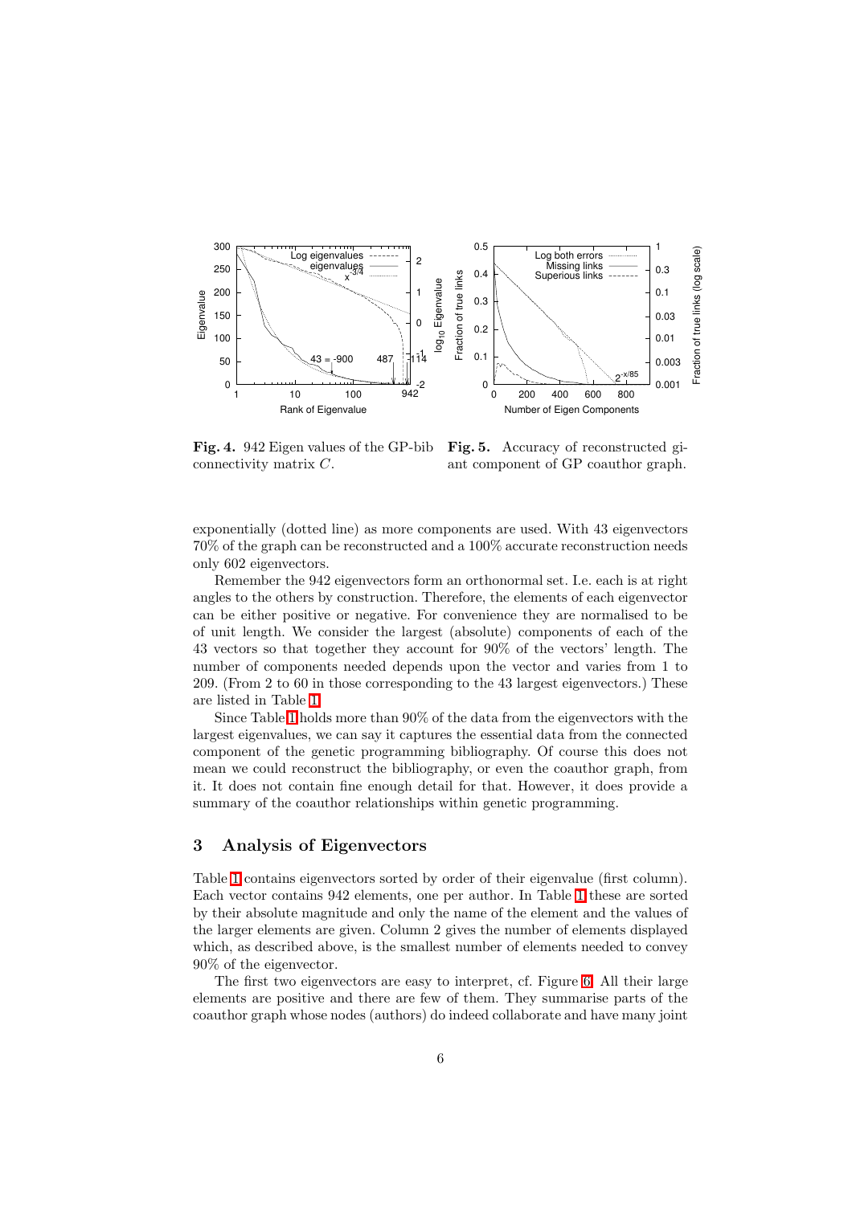**Fig. 4.** 942 Eigen values of the GP-bib connectivity matrix $C$.

**Fig. 5.** Accuracy of reconstructed giant component of GP coauthor graph.

exponentially (dotted line) as more components are used. With 43 eigenvectors 70% of the graph can be reconstructed and a 100% accurate reconstruction needs only 602 eigenvectors.

Remember the 942 eigenvectors form an orthonormal set. I.e. each is at right angles to the others by construction. Therefore, the elements of each eigenvector can be either positive or negative. For convenience they are normalised to be of unit length. We consider the largest (absolute) components of each of the 43 vectors so that together they account for 90% of the vectors' length. The number of components needed depends upon the vector and varies from 1 to 209. (From 2 to 60 in those corresponding to the 43 largest eigenvectors.) These are listed in Table 1.

Since Table 1 holds more than 90% of the data from the eigenvectors with the largest eigenvalues, we can say it captures the essential data from the connected component of the genetic programming bibliography. Of course this does not mean we could reconstruct the bibliography, or even the coauthor graph, from it. It does not contain fine enough detail for that. However, it does provide a summary of the coauthor relationships within genetic programming.

## 3 Analysis of Eigenvectors

Table 1 contains eigenvectors sorted by order of their eigenvalue (first column). Each vector contains 942 elements, one per author. In Table 1 these are sorted by their absolute magnitude and only the name of the element and the values of the larger elements are given. Column 2 gives the number of elements displayed which, as described above, is the smallest number of elements needed to convey 90% of the eigenvector.

The first two eigenvectors are easy to interpret, cf. Figure 6. All their large elements are positive and there are few of them. They summarise parts of the coauthor graph whose nodes (authors) do indeed collaborate and have many joint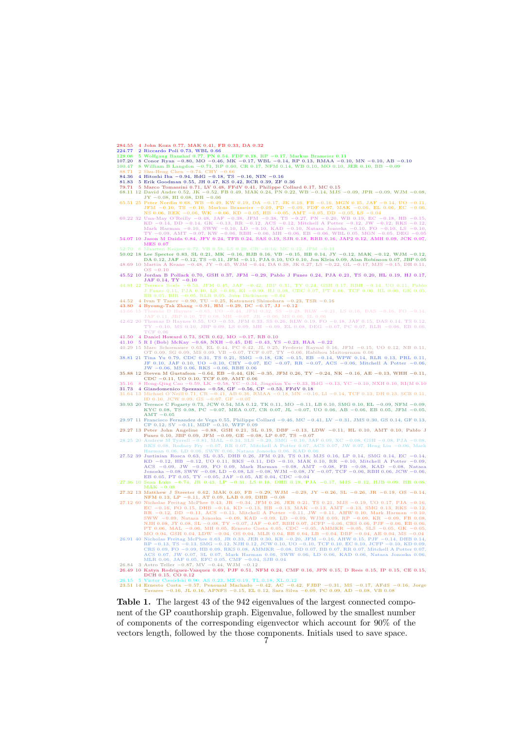| Eigenvalue | n | Components |
|---|---|---|
| 284.55 | 4 | John Koza 0.77, MAK 0.41, FB 0.33, DA 0.32 |
| 224.77 | 2 | Riccardo Poli 0.73, WBL 0.66 |
| 128.08 | 5 | Wolfgang Banzhaf 0.77, PN 0.54, FDF 0.18, RP −0.17, Markus Brameier 0.11 |
| 107.20 | 8 | Conor Ryan −0.80, MO −0.46, MK −0.17, WBL −0.14, RP 0.13, RMAA −0.10, MN −0.10, AB −0.10 |
| 100.47 | 8 | William B Langdon −0.71, RP 0.60, CR 0.17, NFM 0.14, WB 0.10, MO 0.10, JER 0.10, BB −0.09 |
| 88.71 | 2 | Shu-Heng Chen −0.74, CHY −0.66 |
| 84.36 | 4 | Hitoshi Iba −0.94, HdG −0.18, TS −0.16, NIN −0.16 |
| 81.83 | 5 | Erik Goodman 0.55, JH 0.47, KS 0.42, RCR 0.39, ZF 0.36 |
| 79.71 | 5 | Marco Tomassini 0.71, LV 0.48, FFdV 0.41, Philippe Collard 0.17, MC 0.15 |
| 68.11 | 12 | David Andre 0.52, JK −0.52, FB 0.49, MAK 0.24, PN 0.22, WB −0.14, MJS −0.09, JPR −0.09, WJM −0.08, JY −0.08, HI 0.08, DH −0.06 |
| 65.51 | 25 | Peter Nordin 0.68, WB −0.49, KW 0.19, DA −0.17, JK 0.16, FB −0.16, MGN 0.15, JAF −0.14, UO −0.11, JFM −0.10, TS −0.10, Markus Brameier −0.09, PD −0.09, FDF 0.07, MAK −0.06, EL 0.06, EC −0.06, NS 0.06, REK −0.06, WK −0.06, KD −0.05, HB −0.05, AMT −0.05, DD −0.05, LS −0.04 |
| 60.22 | 32 | Una-May O'Reilly −0.48, JAF −0.38, JFM −0.38, TS −0.27, PN −0.20, WB 0.19, EC −0.18, HB −0.15, KD −0.14, DD −0.14, GK −0.13, RR −0.12, ACS −0.12, Mitchell A Potter −0.12, JW −0.12, RKS −0.12, Mark Harman −0.10, SWW −0.10, LD −0.10, KAD −0.10, Natasa Jonoska −0.10, FO −0.10, LS −0.10, TY −0.09, AMT −0.07, KW −0.06, RBH −0.06, MH −0.06, EB −0.06, WBL 0.05, MGN −0.05, DEG −0.05 |
| 54.07 | 10 | Jason M Daida 0.84, JFV 0.24, TFB 0.24, SAS 0.19, SJR 0.18, RRB 0.16, JAP2 0.12, AMH 0.09, JCK 0.07, MES 0.07 |
| 52.70 | 6 | Maarten Keijzer 0.72, VB 0.58, LS 0.20, CR −0.16, MC 0.12, JFM −0.11 |
| 50.02 | 18 | Lee Spector 0.83, SL 0.21, MK −0.16, HJB 0.16, VB −0.15, HB 0.14, JY −0.12, MAK −0.12, WJM −0.12, DA 0.12, JAF −0.12, TS −0.11, JFM −0.11, PJA 0.10, UO 0.10, Jon Klein 0.09, Alan Robinson 0.07, JBP 0.05 |
| 48.69 | 10 | Martin A Keane −0.48, JY −0.45, WJM −0.44, DA 0.38, JK 0.27, LS −0.22, GL −0.17, MJS −0.15, DH 0.11, OS −0.10 |
| 45.52 | 10 | Jordan B Pollack 0.70, GSH 0.37, JFM −0.29, Pablo J Funes 0.24, PJA 0.21, TS 0.20, HL 0.19, HJ 0.17, JAF 0.14, TY −0.10 |
| 44.81 | 22 | Terence Soule −0.53, JFM 0.45, JAF −0.42, JBP 0.31, TY 0.24, GSH 0.17, RBH −0.14, UO 0.11, Pablo J Funes 0.11, PJA 0.10, LS −0.09, KI −0.09, HJ 0.08, CDC 0.07, PT 0.06, TCF 0.06, HL 0.06, GK 0.05, EB 0.05, BR −0.05, RLB 0.05, John Dickinson −0.04 |
| 44.52 | 4 | Ivan T Tanev −0.90, TU −0.25, Katsunori Shimohara −0.23, TSR −0.16 |
| 43.80 | 4 | Byoung-Tak Zhang −0.91, HM −0.29, DC −0.17, JJ −0.12 |
| 43.66 | 15 | Thomas D Haynes −0.65, UO −0.44, JFM 0.32, SS −0.28, RLW −0.21, LS 0.16, DAS −0.16, FO −0.14, JAF 0.11, JBP 0.10, TS 0.08, MH −0.07, JR −0.06, MS 0.06, SL 0.06 |
| 42.62 | 20 | Thomas D Haynes 0.55, UO −0.53, JFM 0.33, SS 0.26, RLW 0.19, FO −0.18, JAF 0.15, DAS 0.14, TS 0.12, TY −0.10, MS 0.10, JBP 0.09, LS 0.09, MH −0.09, EL 0.08, DEG −0.07, PC 0.07, RLR −0.06, EB 0.06, TCF 0.06 |
| 41.50 | 4 | Daniel Howard 0.73, SCR 0.62, MO −0.17, RB 0.10 |
| 41.10 | 5 | R I (Bob) McKay −0.68, NXH −0.45, DE −0.43, YS −0.23, HAA −0.22 |
| 40.29 | 15 | Marc Schoenauer 0.63, EL 0.44, PC 0.42, JL 0.25, Frederic Raynal 0.16, JFM −0.15, UO 0.12, NB 0.11, OT 0.09, SG 0.09, MS 0.09, VB −0.07, TCF 0.07, TY −0.06, Habibou Maitournam 0.06 |
| 38.81 | 21 | Tina Yu 0.79, CDC 0.31, TS 0.21, SMG −0.18, GK −0.15, EB −0.14, WPW 0.14, RLR 0.13, PRL 0.11, JF 0.10, JAF 0.10, UO −0.10, CHY −0.07, EC −0.07, RR −0.07, ACS −0.06, Mitchell A Potter −0.06, JW −0.06, MS 0.06, RKS −0.06, RBH 0.06 |
| 35.88 | 12 | Steven M Gustafson −0.64, EB −0.44, GK −0.35, JFM 0.26, TY −0.24, NK −0.16, AE −0.13, WHH −0.11, CDC −0.11, UO 0.10, TCF 0.09, AMT 0.06 |
| 35.16 | 8 | Hong-Qing Cao −0.59, LK −0.58, YC −0.34, Jingxian Yu −0.33, HdG −0.13, YC −0.10, NXH 0.10, RI(M 0.10 |
| 31.73 | 4 | Giandomenico Spezzano −0.58, GF −0.56, CP −0.53, FFdV 0.18 |
| 31.64 | 13 | Michael O'Neill 0.71, CR −0.41, AB 0.36, RMAA −0.18, MN −0.16, LI −0.14, TCF 0.13, DH 0.13, SCR 0.11, ID 0.10, JCW 0.09, GS −0.07, GF −0.07 |
| 30.93 | 20 | Terence C Fogarty 0.73, JCW 0.54, MA 0.12, TK 0.11, MO −0.11, LB 0.10, SMG 0.10, EL −0.09, NFM −0.09, KYC 0.08, TS 0.08, PC −0.07, MEA 0.07, CR 0.07, JL −0.07, UO 0.06, AB −0.06, EB 0.05, JFM −0.05, AMT −0.05 |
| 29.97 | 11 | Francisco Fernandez de Vega 0.55, Philippe Collard −0.46, MC −0.41, LV −0.31, JMS 0.30, GS 0.14, GF 0.13, CP 0.12, SV −0.11, MDP −0.10, WFP 0.09 |
| 29.27 | 13 | Peter John Angeline −0.88, GSH 0.21, SL 0.19, DBF −0.13, LDW −0.11, HL 0.10, AMT 0.10, Pablo J Funes 0.10, JBP 0.09, JFM −0.09, GE −0.08, LP 0.07, TS −0.07 |
| 28.25 | 20 | Andrew M Tyrrell −0.81, MAL −0.34, SLS −0.29, SMG −0.10, JAF 0.09, XC −0.08, GSH −0.08, PJA −0.08, RKS 0.08, Rodney Fry −0.07, RR 0.07, Mitchell A Potter 0.07, ACS 0.07, JW 0.07, Heng Liu −0.06, Mark Harman 0.06, LD 0.06, SWW 0.06, Natasa Jonoska 0.06, KAD 0.06 |
| 27.52 | 39 | Justinian Rosca 0.63, SL 0.35, DHB 0.26, JFM 0.23, TS 0.18, MJS 0.16, LP 0.14, SMG 0.14, EC −0.14, KD −0.12, HB −0.12, UO 0.11, RKS −0.11, DD −0.10, MAK 0.10, RR −0.10, Mitchell A Potter −0.09, ACS −0.09, JW −0.09, FO 0.09, Mark Harman −0.08, AMT −0.08, FB −0.08, KAD −0.08, Natasa Jonoska −0.08, SWW −0.08, LD −0.08, LS −0.08, WJM −0.08, JY −0.07, TCF −0.06, RBH 0.06, JCW −0.06, EB 0.05, PT 0.05, TY −0.05, JAF −0.05, AE 0.04, CDC −0.04 |
| 27.36 | 10 | Sean Luke −0.74, JR 0.43, LP −0.31, LS 0.18, DHB 0.18, PJA −0.17, MJS −0.12, HJB 0.09, HB 0.08, MAK −0.08 |
| 27.32 | 13 | Matthew J Streeter 0.62, MAK 0.40, FB −0.29, WJM −0.29, JY −0.26, SL −0.26, JR −0.19, OS −0.14, NFM 0.13, LP −0.11, AT 0.09, LAB 0.09, DHB −0.08 |
| 27.12 | 60 | Nicholas Freitag McPhee 0.43, JR −0.34, JFM 0.26, JER 0.21, TS 0.21, MJS −0.19, UO 0.17, PJA −0.16, EC −0.16, FO 0.15, DHB −0.14, KD −0.13, HB −0.13, MAK −0.13, AMT −0.13, SMG 0.13, RKS −0.12, RR −0.12, DD −0.11, ACS −0.11, Mitchell A Potter −0.11, JW −0.11, AHW 0.10, Mark Harman −0.10, SWW −0.09, Natasa Jonoska −0.09, KAD −0.09, LD −0.09, WJM 0.09, RP −0.09, KR −0.09, FB 0.08, NJH 0.08, JY 0.08, SL −0.08, TY −0.07, JAF −0.07, RBH 0.07, JCFP −0.06, CRS 0.06, PJF −0.06, EB 0.06, PT 0.06, MAL −0.06, MH 0.05, Ernesto Costa 0.05, CDC −0.05, AMMKR −0.05, SLS −0.05, GK −0.05, MO 0.04, GSH 0.04, LDW −0.04, OS 0.04, MLR 0.04, BB 0.04, LB −0.04, DBF −0.04, AE 0.04, MS −0.04 |
| 26.91 | 40 | Nicholas Freitag McPhee 0.63, JR 0.33, JER 0.30, KR −0.20, JFM −0.16, AHW 0.15, PJF −0.14, DHB 0.14, RP −0.13, TS −0.13, SMG −0.12, NJH 0.12, JCW 0.10, UO −0.10, TCF 0.10, EC 0.10, JCFP −0.10, KD 0.09, CRS 0.09, FO −0.09, HB 0.09, RKS 0.08, AMMKR −0.08, DD 0.07, BB 0.07, RR 0.07, Mitchell A Potter 0.07, ACS 0.07, JW 0.07, SL 0.07, Mark Harman 0.06, SWW 0.06, LD 0.06, KAD 0.06, Natasa Jonoska 0.06, MLR 0.06, JAF 0.05, EFC 0.05, CMF −0.04, SJB 0.04 |
| 26.84 | 3 | Astro Teller −0.87, MV −0.44, WJM −0.12 |
| 26.49 | 10 | Katya Rodriguez-Vazquez 0.69, PJF 0.51, NFM 0.24, CMF 0.16, JPN 0.15, D Rees 0.15, IP 0.15, CE 0.15, DCH 0.15, CO 0.12 |
| 26.15 | 5 | Victor Ciesielski 0.90, AS 0.23, MZ 0.19, TL 0.18, XL 0.12 |
| 23.51 | 14 | Ernesto Costa −0.57, Penousal Machado −0.42, AC −0.42, FJBP −0.31, MS −0.17, AFdS −0.16, Jorge Tavares −0.16, JL 0.16, APNFS −0.15, EL 0.12, Sara Silva −0.09, PC 0.09, AD −0.08, VB 0.08 |

**Table 1.** The largest 43 of the 942 eigenvalues of the largest connected component of the GP coauthorship graph. Eigenvalue, followed by the smallest number of components of the corresponding eigenvector which account for 90% of the vectors length, followed by the those components. Initials used to save space.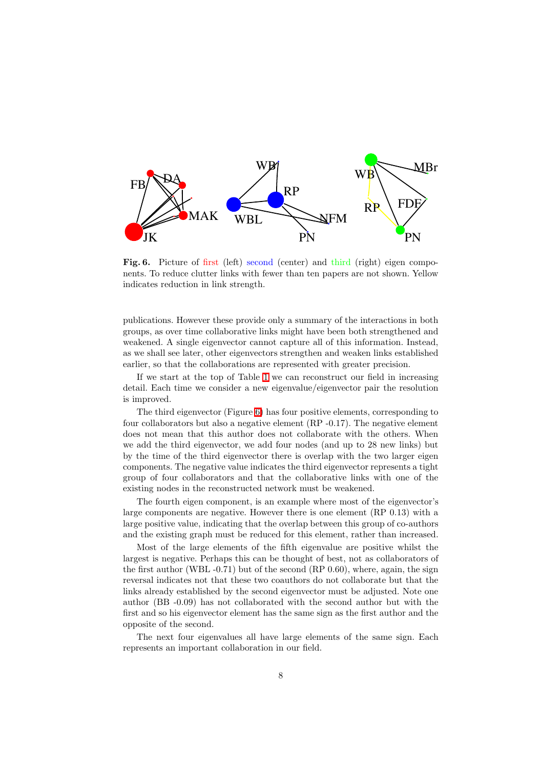**Fig. 6.** Picture of first (left) second (center) and third (right) eigen components. To reduce clutter links with fewer than ten papers are not shown. Yellow indicates reduction in link strength.

publications. However these provide only a summary of the interactions in both groups, as over time collaborative links might have been both strengthened and weakened. A single eigenvector cannot capture all of this information. Instead, as we shall see later, other eigenvectors strengthen and weaken links established earlier, so that the collaborations are represented with greater precision.

If we start at the top of Table 1 we can reconstruct our field in increasing detail. Each time we consider a new eigenvalue/eigenvector pair the resolution is improved.

The third eigenvector (Figure 6) has four positive elements, corresponding to four collaborators but also a negative element (RP -0.17). The negative element does not mean that this author does not collaborate with the others. When we add the third eigenvector, we add four nodes (and up to 28 new links) but by the time of the third eigenvector there is overlap with the two larger eigen components. The negative value indicates the third eigenvector represents a tight group of four collaborators and that the collaborative links with one of the existing nodes in the reconstructed network must be weakened.

The fourth eigen component, is an example where most of the eigenvector's large components are negative. However there is one element (RP 0.13) with a large positive value, indicating that the overlap between this group of co-authors and the existing graph must be reduced for this element, rather than increased.

Most of the large elements of the fifth eigenvalue are positive whilst the largest is negative. Perhaps this can be thought of best, not as collaborators of the first author (WBL -0.71) but of the second (RP 0.60), where, again, the sign reversal indicates not that these two coauthors do not collaborate but that the links already established by the second eigenvector must be adjusted. Note one author (BB -0.09) has not collaborated with the second author but with the first and so his eigenvector element has the same sign as the first author and the opposite of the second.

The next four eigenvalues all have large elements of the same sign. Each represents an important collaboration in our field.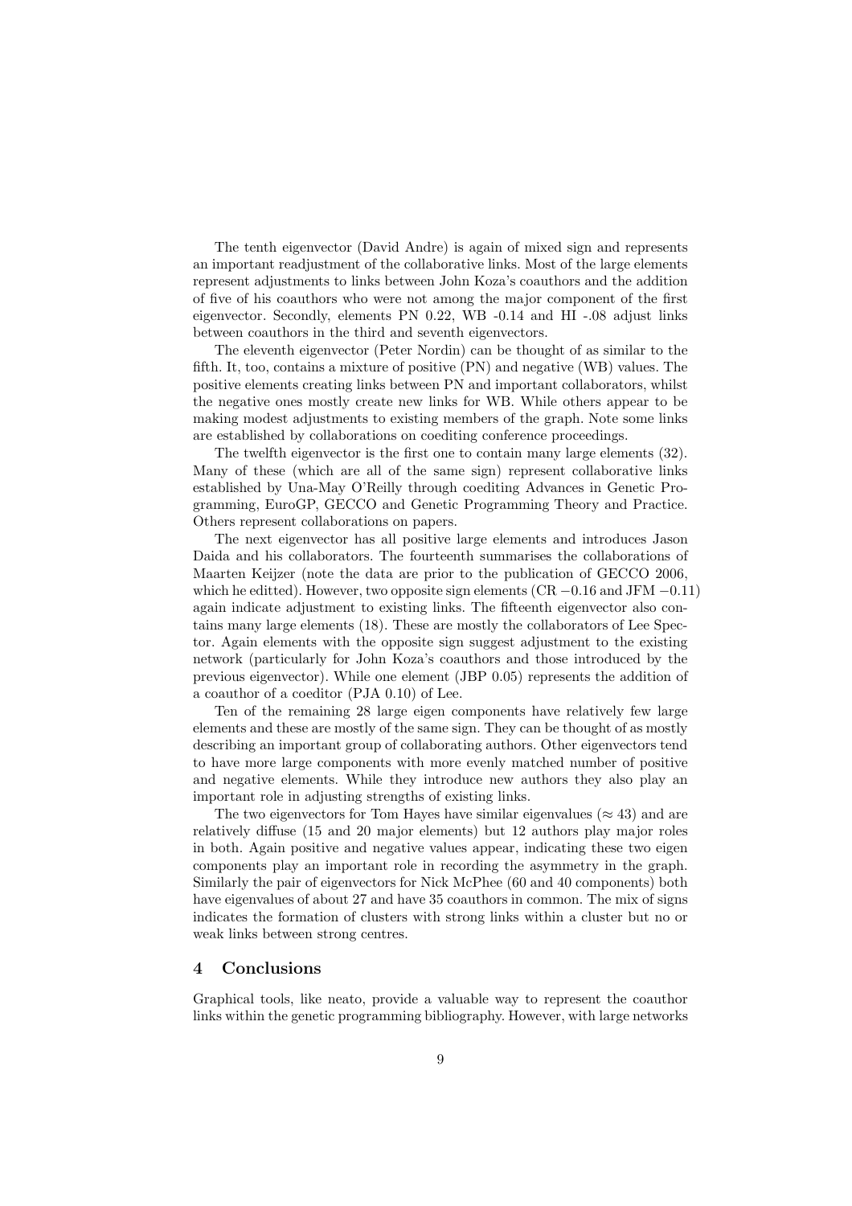The tenth eigenvector (David Andre) is again of mixed sign and represents an important readjustment of the collaborative links. Most of the large elements represent adjustments to links between John Koza's coauthors and the addition of five of his coauthors who were not among the major component of the first eigenvector. Secondly, elements PN 0.22, WB -0.14 and HI -.08 adjust links between coauthors in the third and seventh eigenvectors.

The eleventh eigenvector (Peter Nordin) can be thought of as similar to the fifth. It, too, contains a mixture of positive (PN) and negative (WB) values. The positive elements creating links between PN and important collaborators, whilst the negative ones mostly create new links for WB. While others appear to be making modest adjustments to existing members of the graph. Note some links are established by collaborations on coediting conference proceedings.

The twelfth eigenvector is the first one to contain many large elements (32). Many of these (which are all of the same sign) represent collaborative links established by Una-May O'Reilly through coediting Advances in Genetic Programming, EuroGP, GECCO and Genetic Programming Theory and Practice. Others represent collaborations on papers.

The next eigenvector has all positive large elements and introduces Jason Daida and his collaborators. The fourteenth summarises the collaborations of Maarten Keijzer (note the data are prior to the publication of GECCO 2006, which he editted). However, two opposite sign elements (CR $-0.16$ and JFM $-0.11$) again indicate adjustment to existing links. The fifteenth eigenvector also contains many large elements (18). These are mostly the collaborators of Lee Spector. Again elements with the opposite sign suggest adjustment to the existing network (particularly for John Koza's coauthors and those introduced by the previous eigenvector). While one element (JBP 0.05) represents the addition of a coauthor of a coeditor (PJA 0.10) of Lee.

Ten of the remaining 28 large eigen components have relatively few large elements and these are mostly of the same sign. They can be thought of as mostly describing an important group of collaborating authors. Other eigenvectors tend to have more large components with more evenly matched number of positive and negative elements. While they introduce new authors they also play an important role in adjusting strengths of existing links.

The two eigenvectors for Tom Hayes have similar eigenvalues ($\approx 43$) and are relatively diffuse (15 and 20 major elements) but 12 authors play major roles in both. Again positive and negative values appear, indicating these two eigen components play an important role in recording the asymmetry in the graph. Similarly the pair of eigenvectors for Nick McPhee (60 and 40 components) both have eigenvalues of about 27 and have 35 coauthors in common. The mix of signs indicates the formation of clusters with strong links within a cluster but no or weak links between strong centres.

## 4 Conclusions

Graphical tools, like neato, provide a valuable way to represent the coauthor links within the genetic programming bibliography. However, with large networks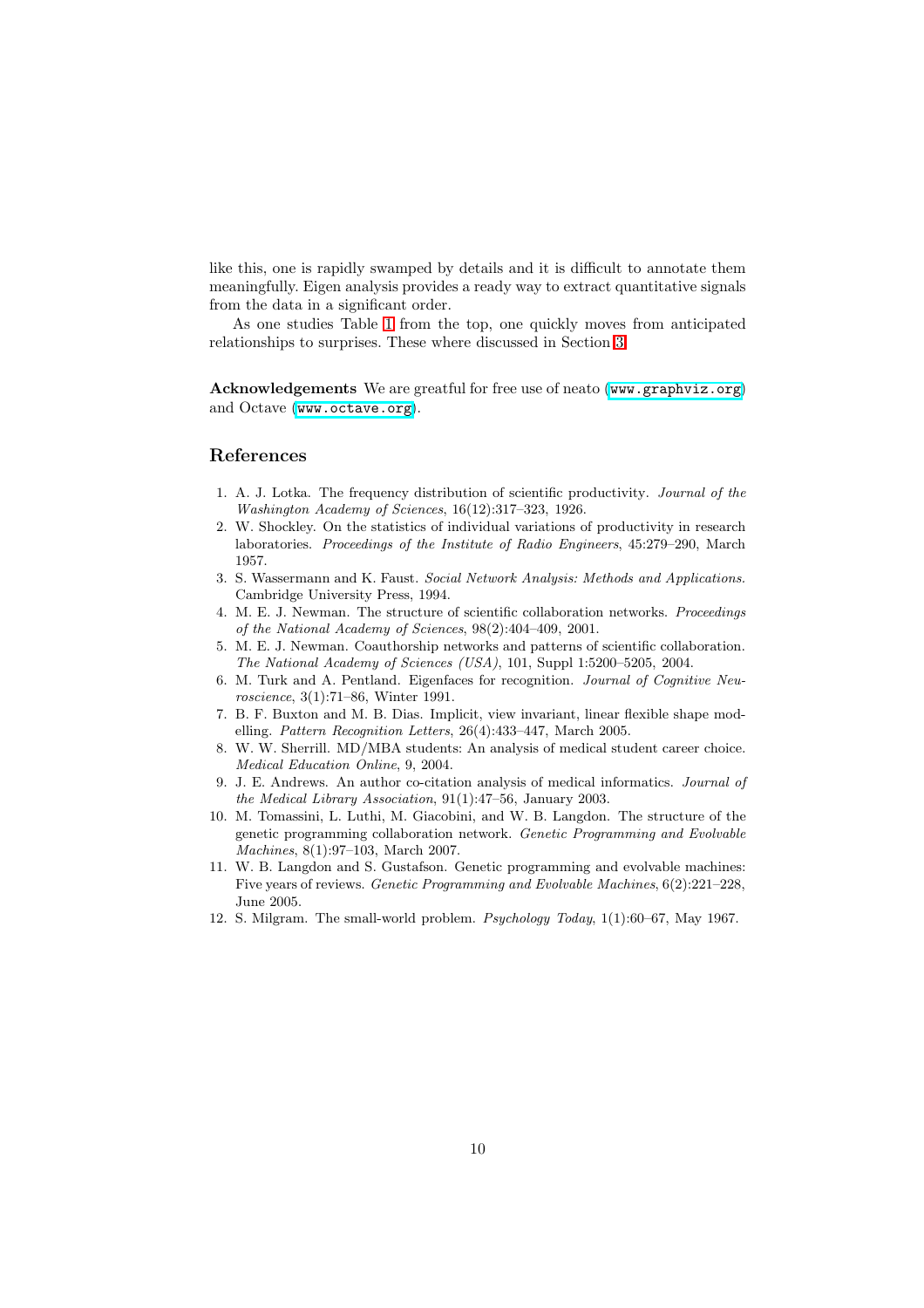like this, one is rapidly swamped by details and it is difficult to annotate them meaningfully. Eigen analysis provides a ready way to extract quantitative signals from the data in a significant order.

As one studies Table 1 from the top, one quickly moves from anticipated relationships to surprises. These where discussed in Section 3.

**Acknowledgements** We are greatful for free use of neato (`www.graphviz.org`) and Octave (`www.octave.org`).

## References

1. A. J. Lotka. The frequency distribution of scientific productivity. *Journal of the Washington Academy of Sciences*, 16(12):317–323, 1926.
2. W. Shockley. On the statistics of individual variations of productivity in research laboratories. *Proceedings of the Institute of Radio Engineers*, 45:279–290, March 1957.
3. S. Wassermann and K. Faust. *Social Network Analysis: Methods and Applications.* Cambridge University Press, 1994.
4. M. E. J. Newman. The structure of scientific collaboration networks. *Proceedings of the National Academy of Sciences*, 98(2):404–409, 2001.
5. M. E. J. Newman. Coauthorship networks and patterns of scientific collaboration. *The National Academy of Sciences (USA)*, 101, Suppl 1:5200–5205, 2004.
6. M. Turk and A. Pentland. Eigenfaces for recognition. *Journal of Cognitive Neuroscience*, 3(1):71–86, Winter 1991.
7. B. F. Buxton and M. B. Dias. Implicit, view invariant, linear flexible shape modelling. *Pattern Recognition Letters*, 26(4):433–447, March 2005.
8. W. W. Sherrill. MD/MBA students: An analysis of medical student career choice. *Medical Education Online*, 9, 2004.
9. J. E. Andrews. An author co-citation analysis of medical informatics. *Journal of the Medical Library Association*, 91(1):47–56, January 2003.
10. M. Tomassini, L. Luthi, M. Giacobini, and W. B. Langdon. The structure of the genetic programming collaboration network. *Genetic Programming and Evolvable Machines*, 8(1):97–103, March 2007.
11. W. B. Langdon and S. Gustafson. Genetic programming and evolvable machines: Five years of reviews. *Genetic Programming and Evolvable Machines*, 6(2):221–228, June 2005.
12. S. Milgram. The small-world problem. *Psychology Today*, 1(1):60–67, May 1967.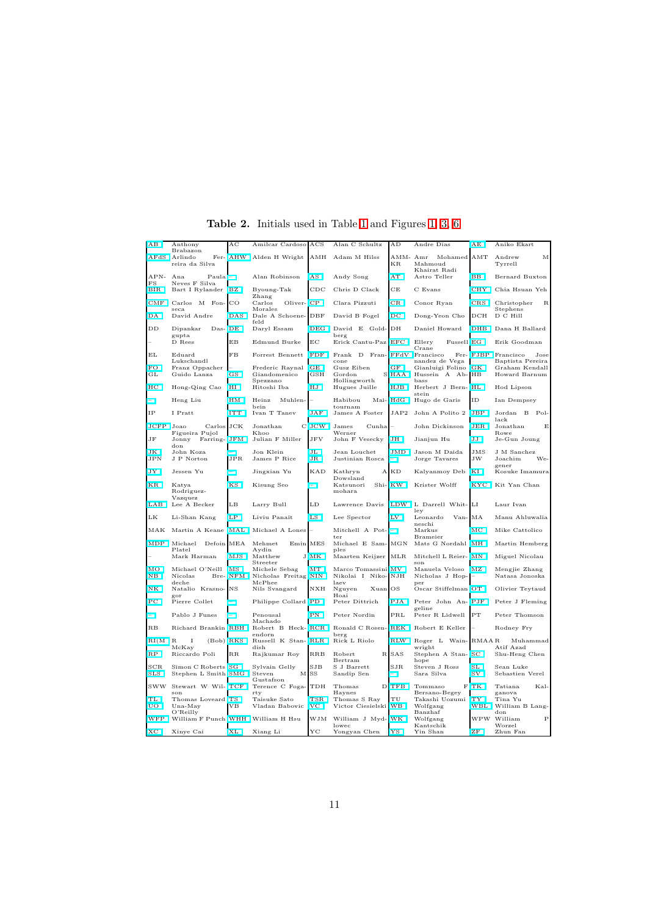**Table 2.** Initials used in Table 1 and Figures 1, 3, 6

| | | | | | | | | | | | |
|---|---|---|---|---|---|---|---|---|---|---|---|
| AB | Anthony Brabazon | AC | Amilcar Cardoso | ACS | Alan C Schultz | AD | Andre Dias | AE | Aniko Ekart |
| AFdS | Arlindo Ferreira da Silva | AHW | Alden H Wright | AMH | Adam M Hilss | AMM-KR | Amr Mohamed Mahmoud Khairat Radi | AMT | Andrew M Tyrrell |
| APN-FS | Ana Paula Neves F Silva | – | Alan Robinson | AS | Andy Song | AT | Astro Teller | BB | Bernard Buxton |
| BIR | Bart I Rylander | BZ | Byoung-Tak Zhang | CDC | Chris D Clack | CE | C Evans | CHY | Chia Hsuan Yeh |
| CMF | Carlos M Fonseca | CO | Carlos Oliver-Morales | CP | Clara Pizzuti | CR | Conor Ryan | CRS | Christopher R Stephens |
| DA | David Andre | DAS | Dale A Schoenefeld | DBF | David B Fogel | DC | Dong-Yeon Cho | DCH | D C Hill |
| DD | Dipankar Dasgupta | DE | Daryl Essam | DEG | David E Goldberg | DH | Daniel Howard | DHB | Dana H Ballard |
| – | D Rees | EB | Edmund Burke | EC | Erick Cantu-Paz | EFC | Ellery Fussell Crane | EG | Erik Goodman |
| EL | Eduard Lukschandl | FB | Forrest Bennett | FDF | Frank D Francone | FFdV | Francisco Fernandez de Vega | FJBP | Francisco Jose Baptista Pereira |
| FO | Franz Oppacher | – | Frederic Raynal | GE | Gusz Eiben | GF | Gianluigi Folino | GK | Graham Kendall |
| GL | Guido Lanza | GS | Giandomenico Spezzano | GSH | Gordon S Hollingworth | HAA | Hussein A Abbass | HB | Howard Barnum |
| HC | Hong-Qing Cao | HI | Hitoshi Iba | HJ | Hugues Juille | HJB | Herbert J Bernstein | HL | Hod Lipson |
| – | Heng Liu | HM | Heinz Muhlenbein | – | Habibou Maitournam | HdG | Hugo de Garis | ID | Ian Dempsey |
| IP | I Pratt | ITT | Ivan T Tanev | JAF | James A Foster | JAP2 | John A Polito 2 | JBP | Jordan B Pollack |
| JCFP | Joao Carlos Figueira Pujol | JCK | Jonathan C Khoo | JCW | James Cunha Werner | – | John Dickinson | JER | Jonathan E Rowe |
| JF | Jonny Farringdon | JFM | Julian F Miller | JFV | John F Vesecky | JH | Jianjun Hu | JJ | Je-Gun Joung |
| JK | John Koza | – | Jon Klein | JL | Jean Louchet | JMD | Jason M Daida | JMS | J M Sanchez |
| JPN | J P Norton | JPR | James P Rice | JR | Justinian Rosca | – | Jorge Tavares | JW | Joachim Wegener |
| JY | Jessen Yu | – | Jingxian Yu | KAD | Kathryn A Dowsland | KD | Kalyanmoy Deb | KI | Kosuke Imamura |
| KR | Katya Rodriguez-Vazquez | KS | Kisung Seo | – | Katsunori Shimohara | KW | Krister Wolff | KYC | Kit Yan Chan |
| LAB | Lee A Becker | LB | Larry Bull | LD | Lawrence Davis | LDW | L Darrell Whitley | LI | Laur Ivan |
| LK | Li-Shan Kang | LP | Liviu Panait | LS | Lee Spector | LV | Leonardo Vanneschi | MA | Manu Ahluwalia |
| MAK | Martin A Keane | MAL | Michael A Lones | – | Mitchell A Potter | – | Markus Brameier | MC | Mike Cattolico |
| MDP | Michael Defoin Platel | MEA | Mehmet Emin Aydin | MES | Michael E Samples | MGN | Mats G Nordahl | MH | Martin Hemberg |
| – | Mark Harman | MJS | Matthew J Streeter | MK | Maarten Keijzer | MLR | Mitchell L Reierson | MN | Miguel Nicolau |
| MO | Michael O'Neill | MS | Michele Sebag | MT | Marco Tomassini | MV | Manuela Veloso | MZ | Mengjie Zhang |
| NB | Nicolas Bredeche | NFM | Nicholas Freitag McPhee | NIN | Nikolai I Nikolaev | NJH | Nicholas J Hopper | – | Natasa Jonoska |
| NK | Natalio Krasnogor | NS | Nils Svangard | NXH | Nguyen Xuan Hoai | OS | Oscar Stiffelman | OT | Olivier Teytaud |
| PC | Pierre Collet | – | Philippe Collard | PD | Peter Dittrich | PJA | Peter John Angeline | PJF | Peter J Fleming |
| – | Pablo J Funes | – | Penousal Machado | PN | Peter Nordin | PRL | Peter R Lidwell | PT | Peter Thomson |
| RB | Richard Brankin | RBH | Robert B Heckendorn | RCR | Ronald C Rosenberg | REK | Robert E Keller | – | Rodney Fry |
| RI(M | R I (Bob) McKay | RKS | Russell K Standish | RLR | Rick L Riolo | RLW | Roger L Wainwright | RMAA | R Muhammad Atif Azad |
| RP | Riccardo Poli | RR | Rajkumar Roy | RRB | Robert R Bertram | SAS | Stephen A Stanhope | SC | Shu-Heng Chen |
| SCR | Simon C Roberts | SG | Sylvain Gelly | SJB | S J Barrett | SJR | Steven J Ross | SL | Sean Luke |
| SLS | Stephen L Smith | SMG | Steven M Gustafson | SS | Sandip Sen | – | Sara Silva | SV | Sebastien Verel |
| SWW | Stewart W Wilson | TCF | Terence C Fogarty | TDH | Thomas D Haynes | TFB | Tommaso F Bersano-Begey | TK | Tatiana Kalganova |
| TL | Thomas Loveard | TS | Taisuke Sato | TSR | Thomas S Ray | TU | Takashi Uozumi | TY | Tina Yu |
| UO | Una-May O'Reilly | VB | Vladan Babovic | VC | Victor Ciesielski | WB | Wolfgang Banzhaf | WBL | William B Langdon |
| WFP | William F Punch | WHH | William H Hsu | WJM | William J Mydlowec | WK | Wolfgang Kantschik | WPW | William P Worzel |
| XC | Xinye Cai | XL | Xiang Li | YC | Yongyan Chen | YS | Yin Shan | ZF | Zhun Fan |